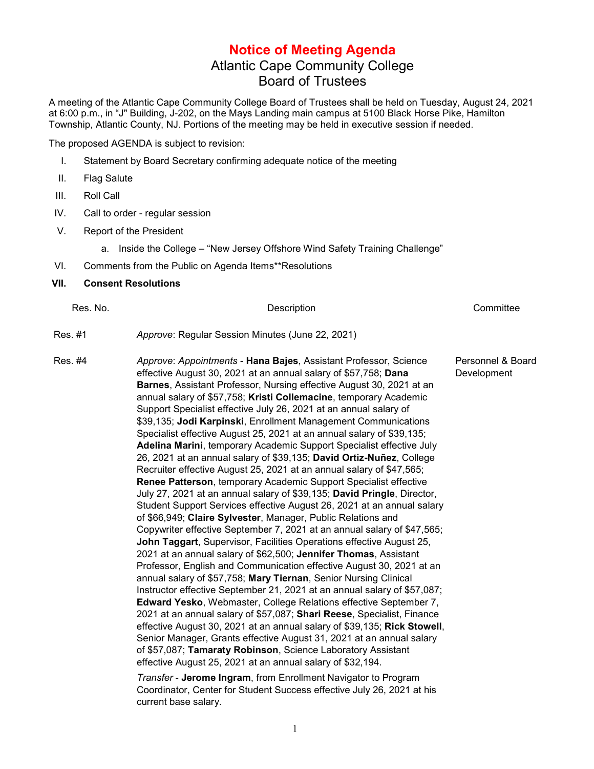# Notice of Meeting Agenda

## Atlantic Cape Community College
## Board of Trustees

A meeting of the Atlantic Cape Community College Board of Trustees shall be held on Tuesday, August 24, 2021 at 6:00 p.m., in "J" Building, J-202, on the Mays Landing main campus at 5100 Black Horse Pike, Hamilton Township, Atlantic County, NJ. Portions of the meeting may be held in executive session if needed.

The proposed AGENDA is subject to revision:

I. Statement by Board Secretary confirming adequate notice of the meeting

II. Flag Salute

III. Roll Call

IV. Call to order - regular session

V. Report of the President

  a. Inside the College – "New Jersey Offshore Wind Safety Training Challenge"

VI. Comments from the Public on Agenda Items**Resolutions

**VII. Consent Resolutions**

| Res. No. | Description | Committee |
|---|---|---|
| Res. #1 | *Approve*: Regular Session Minutes (June 22, 2021) | |
| Res. #4 | *Approve*: *Appointments* - **Hana Bajes**, Assistant Professor, Science effective August 30, 2021 at an annual salary of $57,758; **Dana Barnes**, Assistant Professor, Nursing effective August 30, 2021 at an annual salary of $57,758; **Kristi Collemacine**, temporary Academic Support Specialist effective July 26, 2021 at an annual salary of $39,135; **Jodi Karpinski**, Enrollment Management Communications Specialist effective August 25, 2021 at an annual salary of $39,135; **Adelina Marini**, temporary Academic Support Specialist effective July 26, 2021 at an annual salary of $39,135; **David Ortiz-Nuñez**, College Recruiter effective August 25, 2021 at an annual salary of $47,565; **Renee Patterson**, temporary Academic Support Specialist effective July 27, 2021 at an annual salary of $39,135; **David Pringle**, Director, Student Support Services effective August 26, 2021 at an annual salary of $66,949; **Claire Sylvester**, Manager, Public Relations and Copywriter effective September 7, 2021 at an annual salary of $47,565; **John Taggart**, Supervisor, Facilities Operations effective August 25, 2021 at an annual salary of $62,500; **Jennifer Thomas**, Assistant Professor, English and Communication effective August 30, 2021 at an annual salary of $57,758; **Mary Tiernan**, Senior Nursing Clinical Instructor effective September 21, 2021 at an annual salary of $57,087; **Edward Yesko**, Webmaster, College Relations effective September 7, 2021 at an annual salary of $57,087; **Shari Reese**, Specialist, Finance effective August 30, 2021 at an annual salary of $39,135; **Rick Stowell**, Senior Manager, Grants effective August 31, 2021 at an annual salary of $57,087; **Tamaraty Robinson**, Science Laboratory Assistant effective August 25, 2021 at an annual salary of $32,194.<br><br>*Transfer* - **Jerome Ingram**, from Enrollment Navigator to Program Coordinator, Center for Student Success effective July 26, 2021 at his current base salary. | Personnel & Board Development |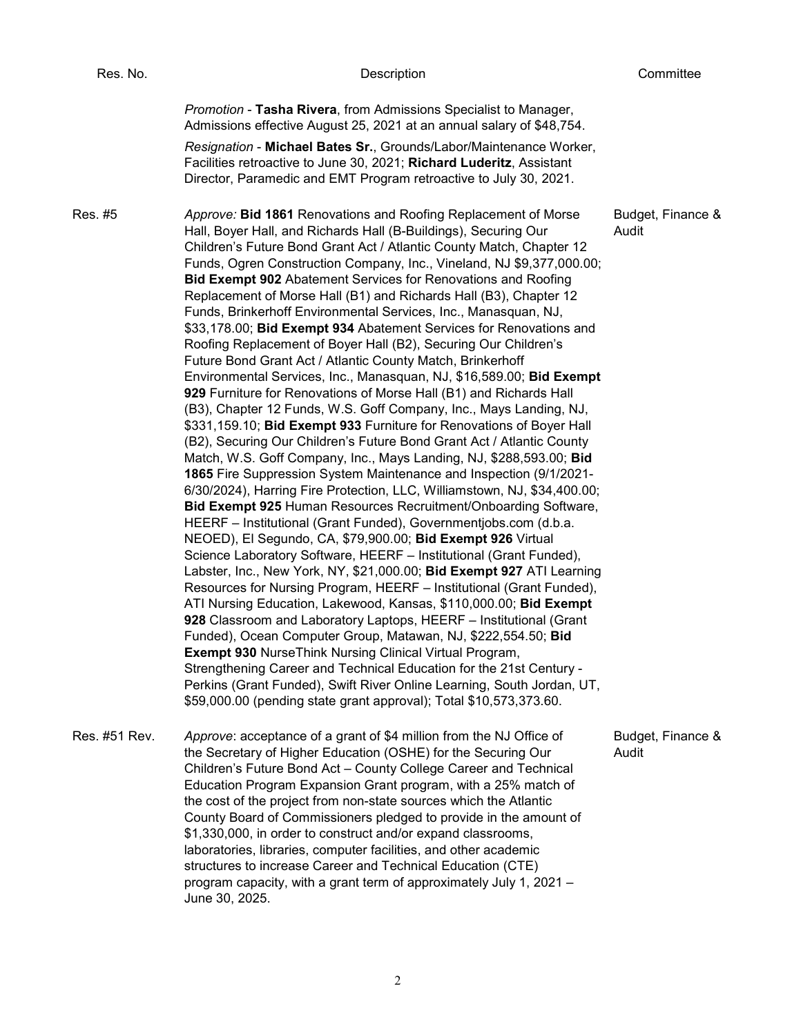| Res. No. | Description | Committee |
|---|---|---|
| | *Promotion* - **Tasha Rivera**, from Admissions Specialist to Manager, Admissions effective August 25, 2021 at an annual salary of $48,754.<br><br>*Resignation* - **Michael Bates Sr.**, Grounds/Labor/Maintenance Worker, Facilities retroactive to June 30, 2021; **Richard Luderitz**, Assistant Director, Paramedic and EMT Program retroactive to July 30, 2021. | |
| Res. #5 | *Approve:* **Bid 1861** Renovations and Roofing Replacement of Morse Hall, Boyer Hall, and Richards Hall (B-Buildings), Securing Our Children's Future Bond Grant Act / Atlantic County Match, Chapter 12 Funds, Ogren Construction Company, Inc., Vineland, NJ $9,377,000.00; **Bid Exempt 902** Abatement Services for Renovations and Roofing Replacement of Morse Hall (B1) and Richards Hall (B3), Chapter 12 Funds, Brinkerhoff Environmental Services, Inc., Manasquan, NJ, $33,178.00; **Bid Exempt 934** Abatement Services for Renovations and Roofing Replacement of Boyer Hall (B2), Securing Our Children's Future Bond Grant Act / Atlantic County Match, Brinkerhoff Environmental Services, Inc., Manasquan, NJ, $16,589.00; **Bid Exempt 929** Furniture for Renovations of Morse Hall (B1) and Richards Hall (B3), Chapter 12 Funds, W.S. Goff Company, Inc., Mays Landing, NJ, $331,159.10; **Bid Exempt 933** Furniture for Renovations of Boyer Hall (B2), Securing Our Children's Future Bond Grant Act / Atlantic County Match, W.S. Goff Company, Inc., Mays Landing, NJ, $288,593.00; **Bid 1865** Fire Suppression System Maintenance and Inspection (9/1/2021-6/30/2024), Harring Fire Protection, LLC, Williamstown, NJ, $34,400.00; **Bid Exempt 925** Human Resources Recruitment/Onboarding Software, HEERF – Institutional (Grant Funded), Governmentjobs.com (d.b.a. NEOED), El Segundo, CA, $79,900.00; **Bid Exempt 926** Virtual Science Laboratory Software, HEERF – Institutional (Grant Funded), Labster, Inc., New York, NY, $21,000.00; **Bid Exempt 927** ATI Learning Resources for Nursing Program, HEERF – Institutional (Grant Funded), ATI Nursing Education, Lakewood, Kansas, $110,000.00; **Bid Exempt 928** Classroom and Laboratory Laptops, HEERF – Institutional (Grant Funded), Ocean Computer Group, Matawan, NJ, $222,554.50; **Bid Exempt 930** NurseThink Nursing Clinical Virtual Program, Strengthening Career and Technical Education for the 21st Century - Perkins (Grant Funded), Swift River Online Learning, South Jordan, UT, $59,000.00 (pending state grant approval); Total $10,573,373.60. | Budget, Finance & Audit |
| Res. #51 Rev. | *Approve*: acceptance of a grant of $4 million from the NJ Office of the Secretary of Higher Education (OSHE) for the Securing Our Children's Future Bond Act – County College Career and Technical Education Program Expansion Grant program, with a 25% match of the cost of the project from non-state sources which the Atlantic County Board of Commissioners pledged to provide in the amount of $1,330,000, in order to construct and/or expand classrooms, laboratories, libraries, computer facilities, and other academic structures to increase Career and Technical Education (CTE) program capacity, with a grant term of approximately July 1, 2021 – June 30, 2025. | Budget, Finance & Audit |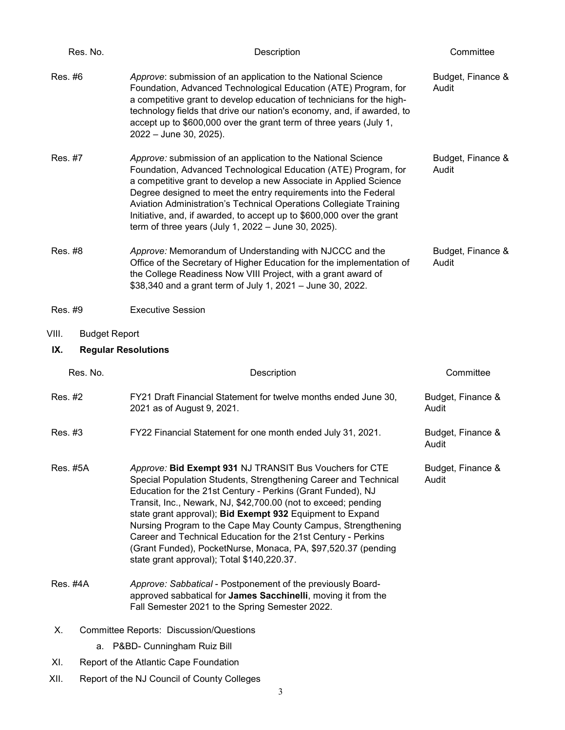| Res. No. | Description | Committee |
| --- | --- | --- |
| Res. #6 | *Approve*: submission of an application to the National Science Foundation, Advanced Technological Education (ATE) Program, for a competitive grant to develop education of technicians for the high-technology fields that drive our nation's economy, and, if awarded, to accept up to $600,000 over the grant term of three years (July 1, 2022 – June 30, 2025). | Budget, Finance & Audit |
| Res. #7 | *Approve:* submission of an application to the National Science Foundation, Advanced Technological Education (ATE) Program, for a competitive grant to develop a new Associate in Applied Science Degree designed to meet the entry requirements into the Federal Aviation Administration's Technical Operations Collegiate Training Initiative, and, if awarded, to accept up to $600,000 over the grant term of three years (July 1, 2022 – June 30, 2025). | Budget, Finance & Audit |
| Res. #8 | *Approve:* Memorandum of Understanding with NJCCC and the Office of the Secretary of Higher Education for the implementation of the College Readiness Now VIII Project, with a grant award of $38,340 and a grant term of July 1, 2021 – June 30, 2022. | Budget, Finance & Audit |
| Res. #9 | Executive Session | |

VIII. Budget Report

**IX. Regular Resolutions**

| Res. No. | Description | Committee |
| --- | --- | --- |
| Res. #2 | FY21 Draft Financial Statement for twelve months ended June 30, 2021 as of August 9, 2021. | Budget, Finance & Audit |
| Res. #3 | FY22 Financial Statement for one month ended July 31, 2021. | Budget, Finance & Audit |
| Res. #5A | *Approve:* **Bid Exempt 931** NJ TRANSIT Bus Vouchers for CTE Special Population Students, Strengthening Career and Technical Education for the 21st Century - Perkins (Grant Funded), NJ Transit, Inc., Newark, NJ, $42,700.00 (not to exceed; pending state grant approval); **Bid Exempt 932** Equipment to Expand Nursing Program to the Cape May County Campus, Strengthening Career and Technical Education for the 21st Century - Perkins (Grant Funded), PocketNurse, Monaca, PA, $97,520.37 (pending state grant approval); Total $140,220.37. | Budget, Finance & Audit |
| Res. #4A | *Approve: Sabbatical* - Postponement of the previously Board-approved sabbatical for **James Sacchinelli**, moving it from the Fall Semester 2021 to the Spring Semester 2022. | |

X. Committee Reports: Discussion/Questions

a. P&BD- Cunningham Ruiz Bill

XI. Report of the Atlantic Cape Foundation

XII. Report of the NJ Council of County Colleges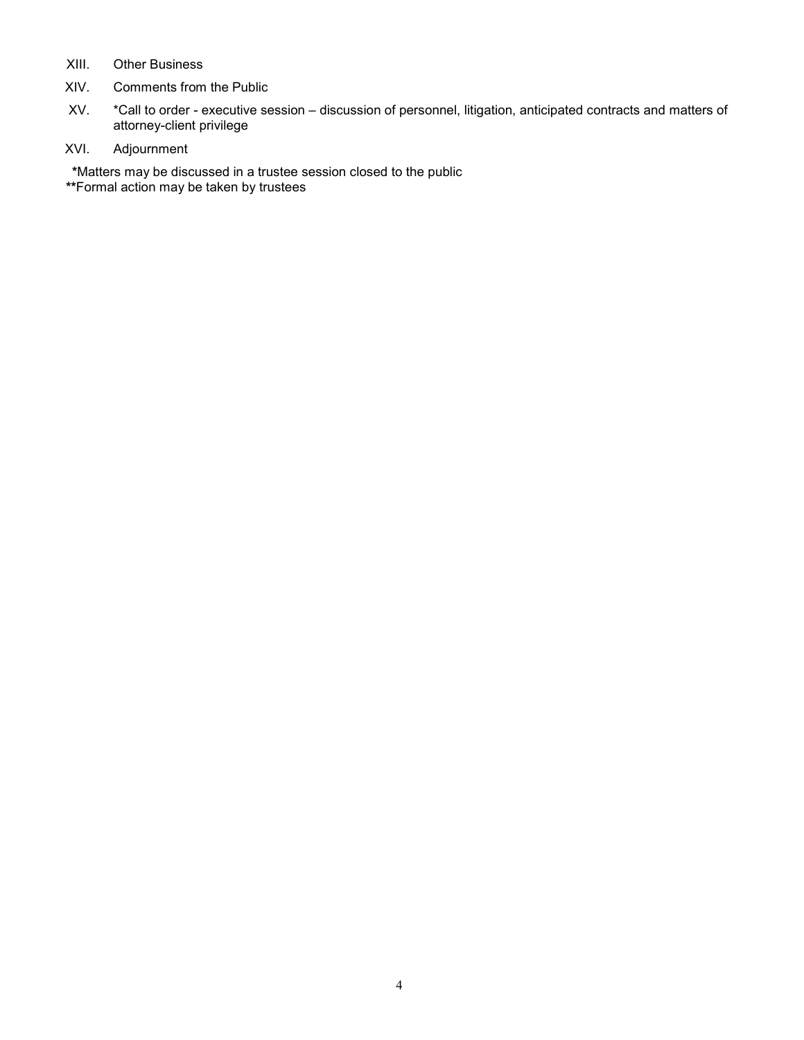XIII. Other Business

XIV. Comments from the Public

XV. *Call to order - executive session – discussion of personnel, litigation, anticipated contracts and matters of attorney-client privilege

XVI. Adjournment

**\***Matters may be discussed in a trustee session closed to the public

**\*\***Formal action may be taken by trustees